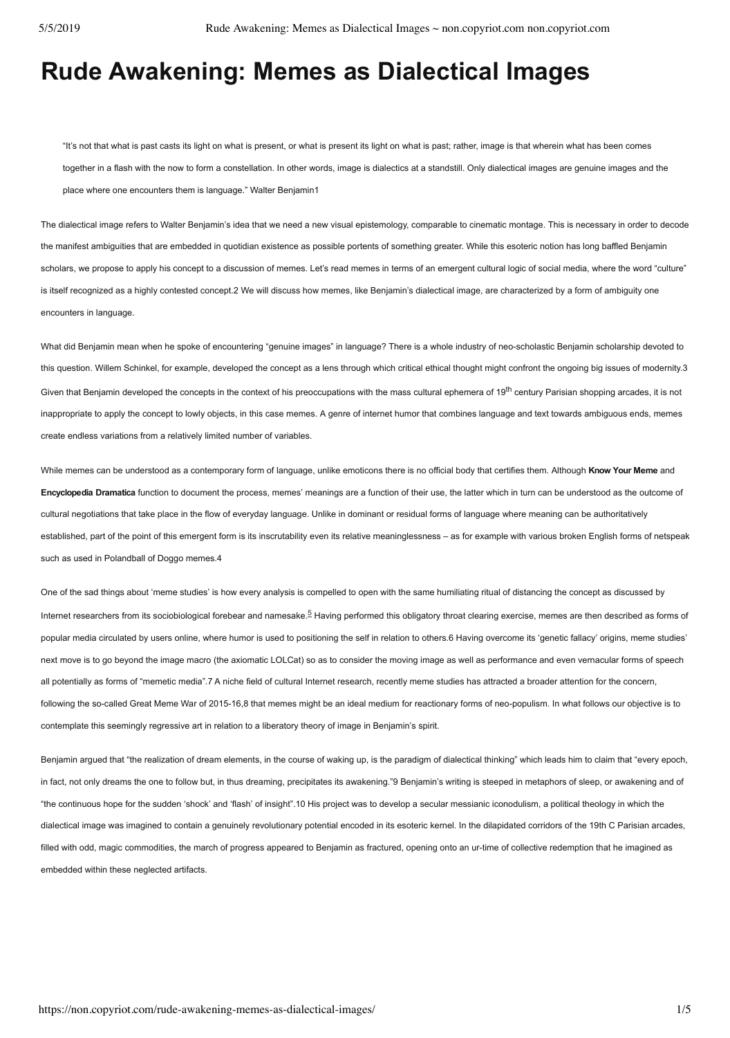# Rude Awakening: Memes as Dialectical Images

> "It's not that what is past casts its light on what is present, or what is present its light on what is past; rather, image is that wherein what has been comes together in a flash with the now to form a constellation. In other words, image is dialectics at a standstill. Only dialectical images are genuine images and the place where one encounters them is language." Walter Benjamin1

The dialectical image refers to Walter Benjamin's idea that we need a new visual epistemology, comparable to cinematic montage. This is necessary in order to decode the manifest ambiguities that are embedded in quotidian existence as possible portents of something greater. While this esoteric notion has long baffled Benjamin scholars, we propose to apply his concept to a discussion of memes. Let's read memes in terms of an emergent cultural logic of social media, where the word "culture" is itself recognized as a highly contested concept.2 We will discuss how memes, like Benjamin's dialectical image, are characterized by a form of ambiguity one encounters in language.

What did Benjamin mean when he spoke of encountering "genuine images" in language? There is a whole industry of neo-scholastic Benjamin scholarship devoted to this question. Willem Schinkel, for example, developed the concept as a lens through which critical ethical thought might confront the ongoing big issues of modernity.3 Given that Benjamin developed the concepts in the context of his preoccupations with the mass cultural ephemera of 19th century Parisian shopping arcades, it is not inappropriate to apply the concept to lowly objects, in this case memes. A genre of internet humor that combines language and text towards ambiguous ends, memes create endless variations from a relatively limited number of variables.

While memes can be understood as a contemporary form of language, unlike emoticons there is no official body that certifies them. Although **Know Your Meme** and **Encyclopedia Dramatica** function to document the process, memes' meanings are a function of their use, the latter which in turn can be understood as the outcome of cultural negotiations that take place in the flow of everyday language. Unlike in dominant or residual forms of language where meaning can be authoritatively established, part of the point of this emergent form is its inscrutability even its relative meaninglessness – as for example with various broken English forms of netspeak such as used in Polandball of Doggo memes.4

One of the sad things about 'meme studies' is how every analysis is compelled to open with the same humiliating ritual of distancing the concept as discussed by Internet researchers from its sociobiological forebear and namesake.[5] Having performed this obligatory throat clearing exercise, memes are then described as forms of popular media circulated by users online, where humor is used to positioning the self in relation to others.6 Having overcome its 'genetic fallacy' origins, meme studies' next move is to go beyond the image macro (the axiomatic LOLCat) so as to consider the moving image as well as performance and even vernacular forms of speech all potentially as forms of "memetic media".7 A niche field of cultural Internet research, recently meme studies has attracted a broader attention for the concern, following the so-called Great Meme War of 2015-16,8 that memes might be an ideal medium for reactionary forms of neo-populism. In what follows our objective is to contemplate this seemingly regressive art in relation to a liberatory theory of image in Benjamin's spirit.

Benjamin argued that "the realization of dream elements, in the course of waking up, is the paradigm of dialectical thinking" which leads him to claim that "every epoch, in fact, not only dreams the one to follow but, in thus dreaming, precipitates its awakening."9 Benjamin's writing is steeped in metaphors of sleep, or awakening and of "the continuous hope for the sudden 'shock' and 'flash' of insight".10 His project was to develop a secular messianic iconodulism, a political theology in which the dialectical image was imagined to contain a genuinely revolutionary potential encoded in its esoteric kernel. In the dilapidated corridors of the 19th C Parisian arcades, filled with odd, magic commodities, the march of progress appeared to Benjamin as fractured, opening onto an ur-time of collective redemption that he imagined as embedded within these neglected artifacts.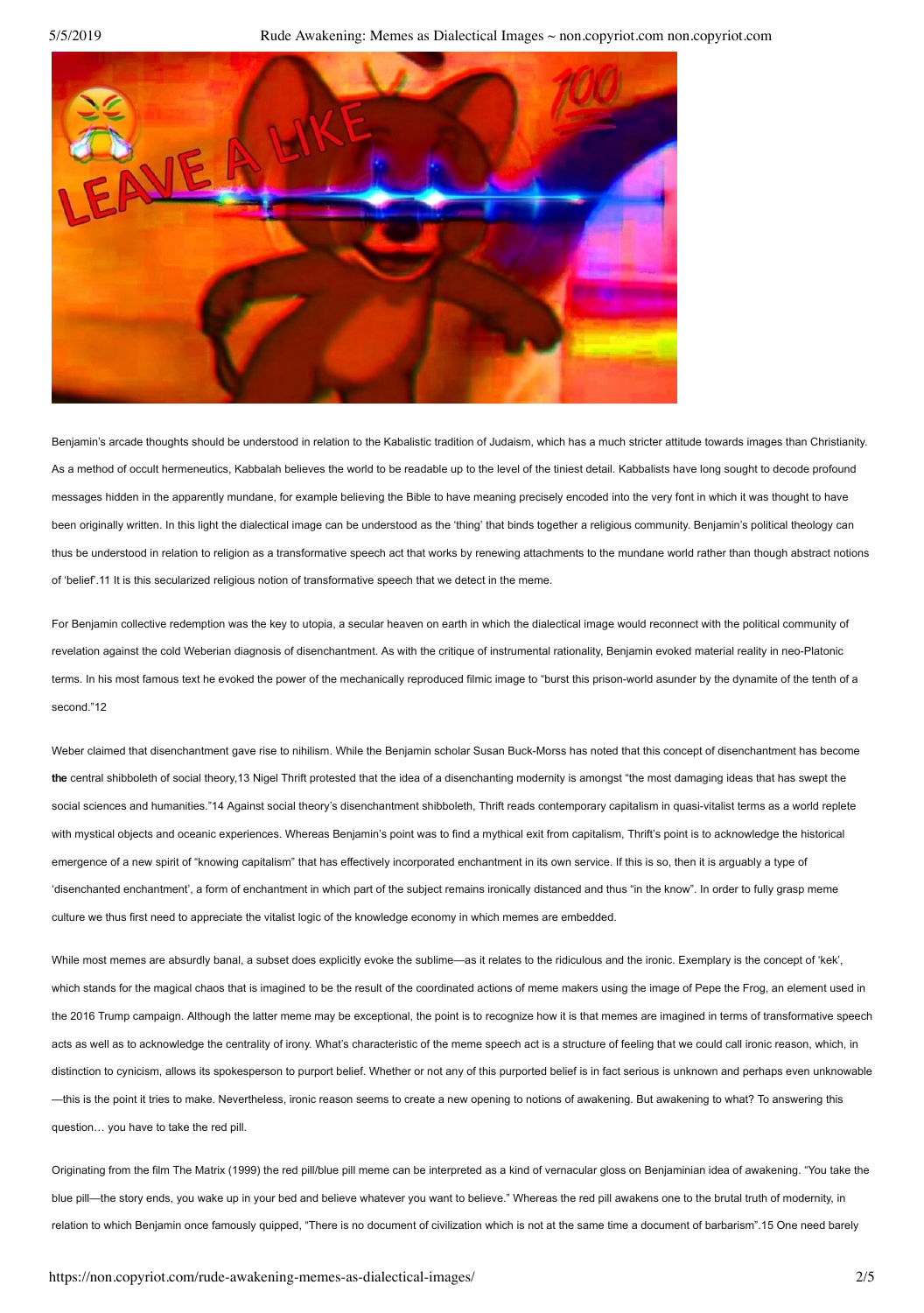Benjamin's arcade thoughts should be understood in relation to the Kabalistic tradition of Judaism, which has a much stricter attitude towards images than Christianity. As a method of occult hermeneutics, Kabbalah believes the world to be readable up to the level of the tiniest detail. Kabbalists have long sought to decode profound messages hidden in the apparently mundane, for example believing the Bible to have meaning precisely encoded into the very font in which it was thought to have been originally written. In this light the dialectical image can be understood as the 'thing' that binds together a religious community. Benjamin's political theology can thus be understood in relation to religion as a transformative speech act that works by renewing attachments to the mundane world rather than though abstract notions of 'belief'.11 It is this secularized religious notion of transformative speech that we detect in the meme.

For Benjamin collective redemption was the key to utopia, a secular heaven on earth in which the dialectical image would reconnect with the political community of revelation against the cold Weberian diagnosis of disenchantment. As with the critique of instrumental rationality, Benjamin evoked material reality in neo-Platonic terms. In his most famous text he evoked the power of the mechanically reproduced filmic image to "burst this prison-world asunder by the dynamite of the tenth of a second."12

Weber claimed that disenchantment gave rise to nihilism. While the Benjamin scholar Susan Buck-Morss has noted that this concept of disenchantment has become **the** central shibboleth of social theory,13 Nigel Thrift protested that the idea of a disenchanting modernity is amongst "the most damaging ideas that has swept the social sciences and humanities."14 Against social theory's disenchantment shibboleth, Thrift reads contemporary capitalism in quasi-vitalist terms as a world replete with mystical objects and oceanic experiences. Whereas Benjamin's point was to find a mythical exit from capitalism, Thrift's point is to acknowledge the historical emergence of a new spirit of "knowing capitalism" that has effectively incorporated enchantment in its own service. If this is so, then it is arguably a type of 'disenchanted enchantment', a form of enchantment in which part of the subject remains ironically distanced and thus "in the know". In order to fully grasp meme culture we thus first need to appreciate the vitalist logic of the knowledge economy in which memes are embedded.

While most memes are absurdly banal, a subset does explicitly evoke the sublime—as it relates to the ridiculous and the ironic. Exemplary is the concept of 'kek', which stands for the magical chaos that is imagined to be the result of the coordinated actions of meme makers using the image of Pepe the Frog, an element used in the 2016 Trump campaign. Although the latter meme may be exceptional, the point is to recognize how it is that memes are imagined in terms of transformative speech acts as well as to acknowledge the centrality of irony. What's characteristic of the meme speech act is a structure of feeling that we could call ironic reason, which, in distinction to cynicism, allows its spokesperson to purport belief. Whether or not any of this purported belief is in fact serious is unknown and perhaps even unknowable—this is the point it tries to make. Nevertheless, ironic reason seems to create a new opening to notions of awakening. But awakening to what? To answering this question… you have to take the red pill.

Originating from the film The Matrix (1999) the red pill/blue pill meme can be interpreted as a kind of vernacular gloss on Benjaminian idea of awakening. "You take the blue pill—the story ends, you wake up in your bed and believe whatever you want to believe." Whereas the red pill awakens one to the brutal truth of modernity, in relation to which Benjamin once famously quipped, "There is no document of civilization which is not at the same time a document of barbarism".15 One need barely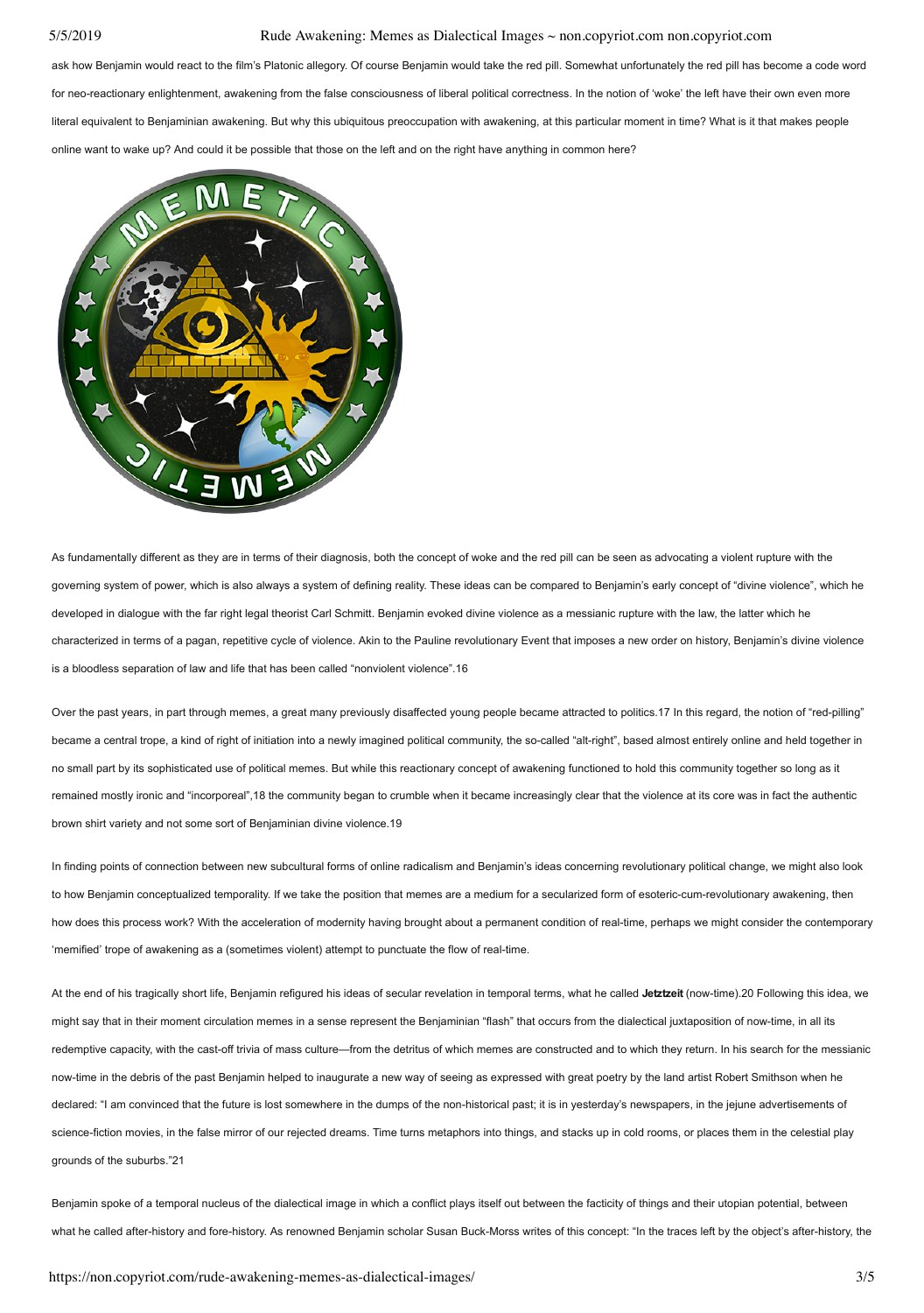ask how Benjamin would react to the film's Platonic allegory. Of course Benjamin would take the red pill. Somewhat unfortunately the red pill has become a code word for neo-reactionary enlightenment, awakening from the false consciousness of liberal political correctness. In the notion of 'woke' the left have their own even more literal equivalent to Benjaminian awakening. But why this ubiquitous preoccupation with awakening, at this particular moment in time? What is it that makes people online want to wake up? And could it be possible that those on the left and on the right have anything in common here?

As fundamentally different as they are in terms of their diagnosis, both the concept of woke and the red pill can be seen as advocating a violent rupture with the governing system of power, which is also always a system of defining reality. These ideas can be compared to Benjamin's early concept of "divine violence", which he developed in dialogue with the far right legal theorist Carl Schmitt. Benjamin evoked divine violence as a messianic rupture with the law, the latter which he characterized in terms of a pagan, repetitive cycle of violence. Akin to the Pauline revolutionary Event that imposes a new order on history, Benjamin's divine violence is a bloodless separation of law and life that has been called "nonviolent violence".16

Over the past years, in part through memes, a great many previously disaffected young people became attracted to politics.17 In this regard, the notion of "red-pilling" became a central trope, a kind of right of initiation into a newly imagined political community, the so-called "alt-right", based almost entirely online and held together in no small part by its sophisticated use of political memes. But while this reactionary concept of awakening functioned to hold this community together so long as it remained mostly ironic and "incorporeal",18 the community began to crumble when it became increasingly clear that the violence at its core was in fact the authentic brown shirt variety and not some sort of Benjaminian divine violence.19

In finding points of connection between new subcultural forms of online radicalism and Benjamin's ideas concerning revolutionary political change, we might also look to how Benjamin conceptualized temporality. If we take the position that memes are a medium for a secularized form of esoteric-cum-revolutionary awakening, then how does this process work? With the acceleration of modernity having brought about a permanent condition of real-time, perhaps we might consider the contemporary 'memified' trope of awakening as a (sometimes violent) attempt to punctuate the flow of real-time.

At the end of his tragically short life, Benjamin refigured his ideas of secular revelation in temporal terms, what he called **Jetztzeit** (now-time).20 Following this idea, we might say that in their moment circulation memes in a sense represent the Benjaminian "flash" that occurs from the dialectical juxtaposition of now-time, in all its redemptive capacity, with the cast-off trivia of mass culture—from the detritus of which memes are constructed and to which they return. In his search for the messianic now-time in the debris of the past Benjamin helped to inaugurate a new way of seeing as expressed with great poetry by the land artist Robert Smithson when he declared: "I am convinced that the future is lost somewhere in the dumps of the non-historical past; it is in yesterday's newspapers, in the jejune advertisements of science-fiction movies, in the false mirror of our rejected dreams. Time turns metaphors into things, and stacks up in cold rooms, or places them in the celestial play grounds of the suburbs."21

Benjamin spoke of a temporal nucleus of the dialectical image in which a conflict plays itself out between the facticity of things and their utopian potential, between what he called after-history and fore-history. As renowned Benjamin scholar Susan Buck-Morss writes of this concept: "In the traces left by the object's after-history, the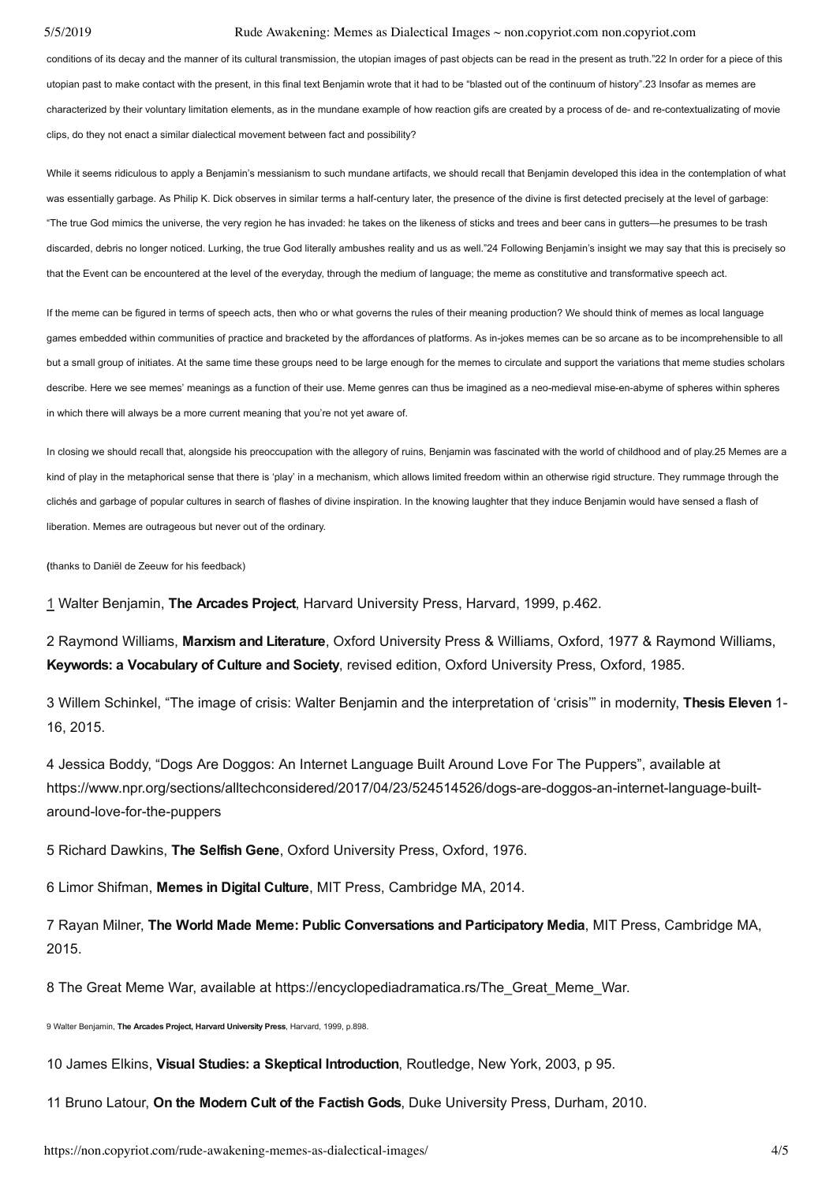conditions of its decay and the manner of its cultural transmission, the utopian images of past objects can be read in the present as truth."[22] In order for a piece of this utopian past to make contact with the present, in this final text Benjamin wrote that it had to be "blasted out of the continuum of history".[23] Insofar as memes are characterized by their voluntary limitation elements, as in the mundane example of how reaction gifs are created by a process of de- and re-contextualizating of movie clips, do they not enact a similar dialectical movement between fact and possibility?

While it seems ridiculous to apply a Benjamin's messianism to such mundane artifacts, we should recall that Benjamin developed this idea in the contemplation of what was essentially garbage. As Philip K. Dick observes in similar terms a half-century later, the presence of the divine is first detected precisely at the level of garbage: "The true God mimics the universe, the very region he has invaded: he takes on the likeness of sticks and trees and beer cans in gutters—he presumes to be trash discarded, debris no longer noticed. Lurking, the true God literally ambushes reality and us as well."[24] Following Benjamin's insight we may say that this is precisely so that the Event can be encountered at the level of the everyday, through the medium of language; the meme as constitutive and transformative speech act.

If the meme can be figured in terms of speech acts, then who or what governs the rules of their meaning production? We should think of memes as local language games embedded within communities of practice and bracketed by the affordances of platforms. As in-jokes memes can be so arcane as to be incomprehensible to all but a small group of initiates. At the same time these groups need to be large enough for the memes to circulate and support the variations that meme studies scholars describe. Here we see memes' meanings as a function of their use. Meme genres can thus be imagined as a neo-medieval mise-en-abyme of spheres within spheres in which there will always be a more current meaning that you're not yet aware of.

In closing we should recall that, alongside his preoccupation with the allegory of ruins, Benjamin was fascinated with the world of childhood and of play.[25] Memes are a kind of play in the metaphorical sense that there is 'play' in a mechanism, which allows limited freedom within an otherwise rigid structure. They rummage through the clichés and garbage of popular cultures in search of flashes of divine inspiration. In the knowing laughter that they induce Benjamin would have sensed a flash of liberation. Memes are outrageous but never out of the ordinary.

**(**thanks to Daniël de Zeeuw for his feedback)

1 Walter Benjamin, **The Arcades Project**, Harvard University Press, Harvard, 1999, p.462.

2 Raymond Williams, **Marxism and Literature**, Oxford University Press & Williams, Oxford, 1977 & Raymond Williams, **Keywords: a Vocabulary of Culture and Society**, revised edition, Oxford University Press, Oxford, 1985.

3 Willem Schinkel, "The image of crisis: Walter Benjamin and the interpretation of 'crisis'" in modernity, **Thesis Eleven** 1-16, 2015.

4 Jessica Boddy, "Dogs Are Doggos: An Internet Language Built Around Love For The Puppers", available at https://www.npr.org/sections/alltechconsidered/2017/04/23/524514526/dogs-are-doggos-an-internet-language-built-around-love-for-the-puppers

5 Richard Dawkins, **The Selfish Gene**, Oxford University Press, Oxford, 1976.

6 Limor Shifman, **Memes in Digital Culture**, MIT Press, Cambridge MA, 2014.

7 Rayan Milner, **The World Made Meme: Public Conversations and Participatory Media**, MIT Press, Cambridge MA, 2015.

8 The Great Meme War, available at https://encyclopediadramatica.rs/The_Great_Meme_War.

9 Walter Benjamin, **The Arcades Project, Harvard University Press**, Harvard, 1999, p.898.

10 James Elkins, **Visual Studies: a Skeptical Introduction**, Routledge, New York, 2003, p 95.

11 Bruno Latour, **On the Modern Cult of the Factish Gods**, Duke University Press, Durham, 2010.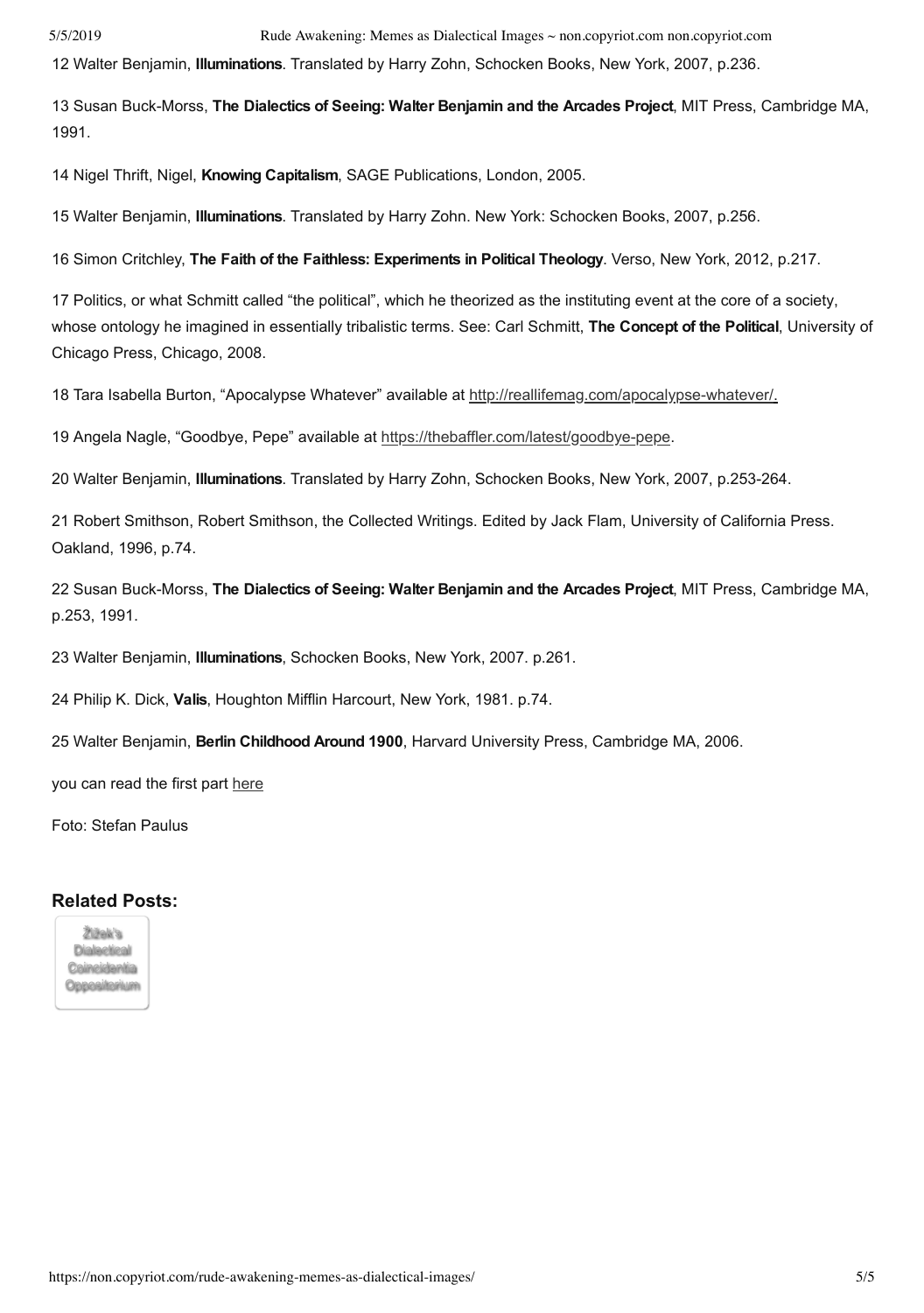12 Walter Benjamin, **Illuminations**. Translated by Harry Zohn, Schocken Books, New York, 2007, p.236.

13 Susan Buck-Morss, **The Dialectics of Seeing: Walter Benjamin and the Arcades Project**, MIT Press, Cambridge MA, 1991.

14 Nigel Thrift, Nigel, **Knowing Capitalism**, SAGE Publications, London, 2005.

15 Walter Benjamin, **Illuminations**. Translated by Harry Zohn. New York: Schocken Books, 2007, p.256.

16 Simon Critchley, **The Faith of the Faithless: Experiments in Political Theology**. Verso, New York, 2012, p.217.

17 Politics, or what Schmitt called "the political", which he theorized as the instituting event at the core of a society, whose ontology he imagined in essentially tribalistic terms. See: Carl Schmitt, **The Concept of the Political**, University of Chicago Press, Chicago, 2008.

18 Tara Isabella Burton, "Apocalypse Whatever" available at http://reallifemag.com/apocalypse-whatever/.

19 Angela Nagle, "Goodbye, Pepe" available at https://thebaffler.com/latest/goodbye-pepe.

20 Walter Benjamin, **Illuminations**. Translated by Harry Zohn, Schocken Books, New York, 2007, p.253-264.

21 Robert Smithson, Robert Smithson, the Collected Writings. Edited by Jack Flam, University of California Press. Oakland, 1996, p.74.

22 Susan Buck-Morss, **The Dialectics of Seeing: Walter Benjamin and the Arcades Project**, MIT Press, Cambridge MA, p.253, 1991.

23 Walter Benjamin, **Illuminations**, Schocken Books, New York, 2007. p.261.

24 Philip K. Dick, **Valis**, Houghton Mifflin Harcourt, New York, 1981. p.74.

25 Walter Benjamin, **Berlin Childhood Around 1900**, Harvard University Press, Cambridge MA, 2006.

you can read the first part here

Foto: Stefan Paulus

### Related Posts:

Žižek's Dialectical Coincidentia Oppositorium